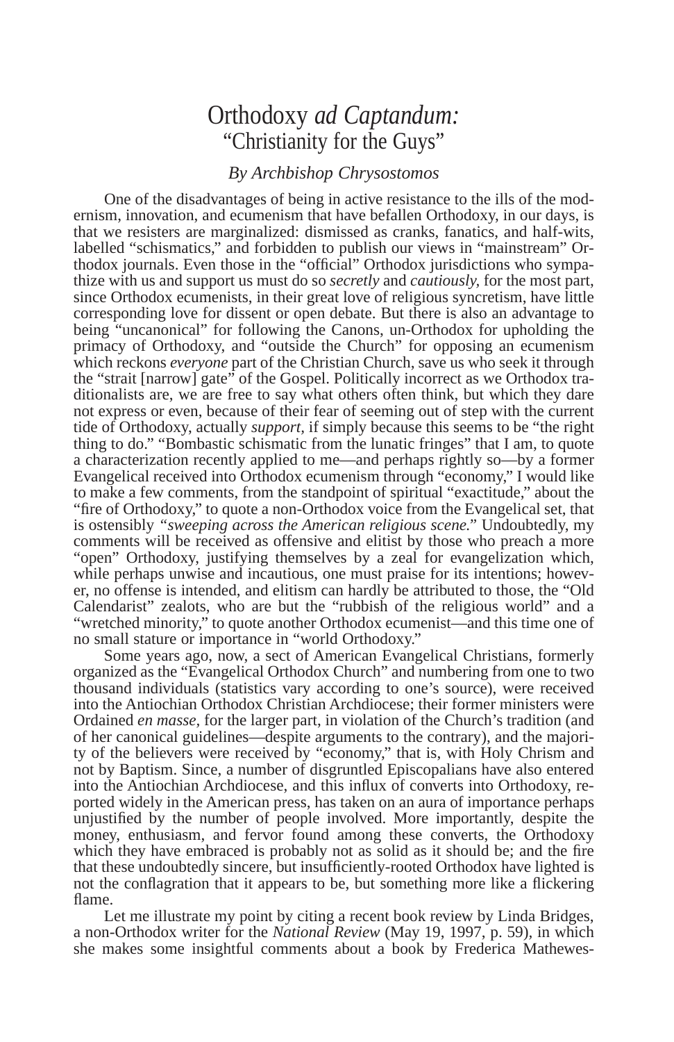# Orthodoxy *ad Captandum:* "Christianity for the Guys"

*By Archbishop Chrysostomos*

One of the disadvantages of being in active resistance to the ills of the modernism, innovation, and ecumenism that have befallen Orthodoxy, in our days, is that we resisters are marginalized: dismissed as cranks, fanatics, and half-wits, labelled "schismatics," and forbidden to publish our views in "mainstream" Orthodox journals. Even those in the "official" Orthodox jurisdictions who sympathize with us and support us must do so *secretly* and *cautiously*, for the most part, since Orthodox ecumenists, in their great love of religious syncretism, have little corresponding love for dissent or open debate. But there is also an advantage to being "uncanonical" for following the Canons, un-Orthodox for upholding the primacy of Orthodoxy, and "outside the Church" for opposing an ecumenism which reckons *everyone* part of the Christian Church, save us who seek it through the "strait [narrow] gate" of the Gospel. Politically incorrect as we Orthodox traditionalists are, we are free to say what others often think, but which they dare not express or even, because of their fear of seeming out of step with the current tide of Orthodoxy, actually *support*, if simply because this seems to be "the right thing to do." "Bombastic schismatic from the lunatic fringes" that I am, to quote a characterization recently applied to me—and perhaps rightly so—by a former Evangelical received into Orthodox ecumenism through "economy," I would like to make a few comments, from the standpoint of spiritual "exactitude," about the "fire of Orthodoxy," to quote a non-Orthodox voice from the Evangelical set, that is ostensibly *"sweeping across the American religious scene."* Undoubtedly, my comments will be received as offensive and elitist by those who preach a more "open" Orthodoxy, justifying themselves by a zeal for evangelization which, while perhaps unwise and incautious, one must praise for its intentions; however, no offense is intended, and elitism can hardly be attributed to those, the "Old Calendarist" zealots, who are but the "rubbish of the religious world" and a "wretched minority," to quote another Orthodox ecumenist—and this time one of no small stature or importance in "world Orthodoxy."

Some years ago, now, a sect of American Evangelical Christians, formerly organized as the "Evangelical Orthodox Church" and numbering from one to two thousand individuals (statistics vary according to one's source), were received into the Antiochian Orthodox Christian Archdiocese; their former ministers were Ordained *en masse*, for the larger part, in violation of the Church's tradition (and of her canonical guidelines—despite arguments to the contrary), and the majority of the believers were received by "economy," that is, with Holy Chrism and not by Baptism. Since, a number of disgruntled Episcopalians have also entered into the Antiochian Archdiocese, and this influx of converts into Orthodoxy, reported widely in the American press, has taken on an aura of importance perhaps unjustified by the number of people involved. More importantly, despite the money, enthusiasm, and fervor found among these converts, the Orthodoxy which they have embraced is probably not as solid as it should be; and the fire that these undoubtedly sincere, but insufficiently-rooted Orthodox have lighted is not the conflagration that it appears to be, but something more like a flickering flame.

Let me illustrate my point by citing a recent book review by Linda Bridges, a non-Orthodox writer for the *National Review* (May 19, 1997, p. 59), in which she makes some insightful comments about a book by Frederica Mathewes-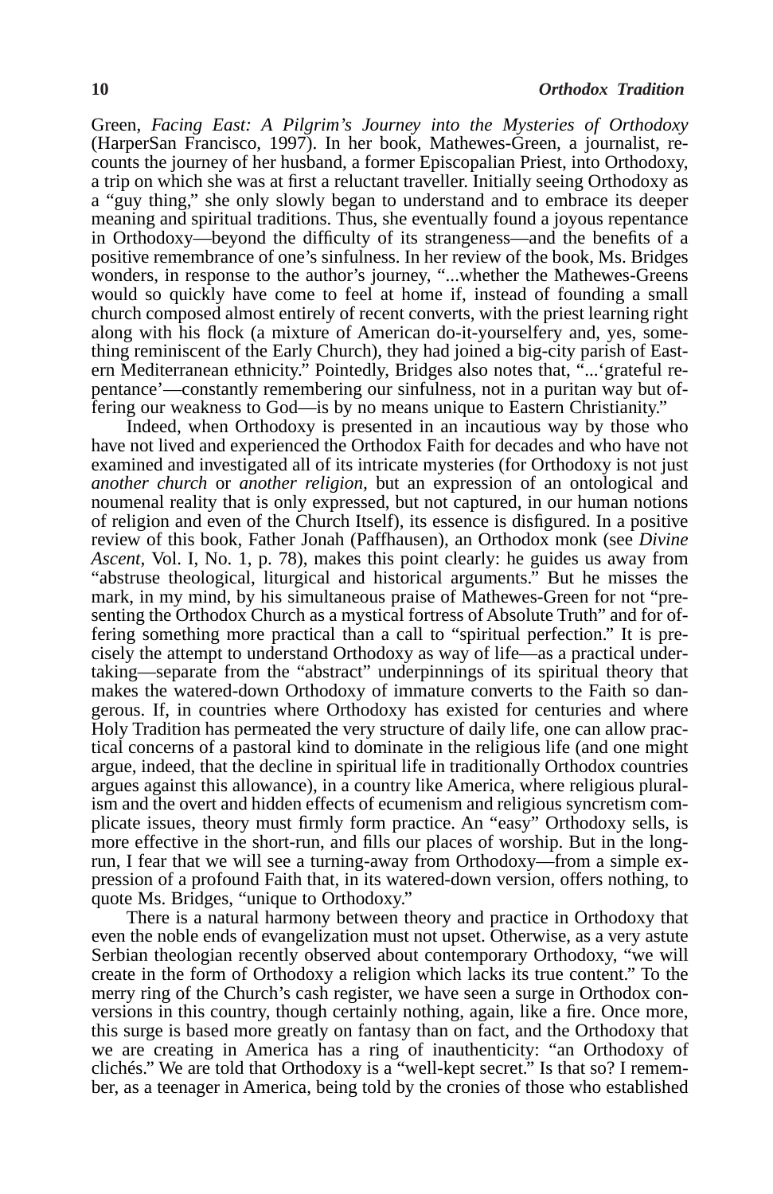Green, *Facing East: A Pilgrim's Journey into the Mysteries of Orthodoxy* (HarperSan Francisco, 1997). In her book, Mathewes-Green, a journalist, recounts the journey of her husband, a former Episcopalian Priest, into Orthodoxy, a trip on which she was at first a reluctant traveller. Initially seeing Orthodoxy as a "guy thing," she only slowly began to understand and to embrace its deeper meaning and spiritual traditions. Thus, she eventually found a joyous repentance in Orthodoxy—beyond the difficulty of its strangeness—and the benefits of a positive remembrance of one's sinfulness. In her review of the book, Ms. Bridges wonders, in response to the author's journey, "...whether the Mathewes-Greens would so quickly have come to feel at home if, instead of founding a small church composed almost entirely of recent converts, with the priest learning right along with his flock (a mixture of American do-it-yourselfery and, yes, something reminiscent of the Early Church), they had joined a big-city parish of Eastern Mediterranean ethnicity." Pointedly, Bridges also notes that, "...'grateful repentance'—constantly remembering our sinfulness, not in a puritan way but offering our weakness to God—is by no means unique to Eastern Christianity."

Indeed, when Orthodoxy is presented in an incautious way by those who have not lived and experienced the Orthodox Faith for decades and who have not examined and investigated all of its intricate mysteries (for Orthodoxy is not just *another church* or *another religion*, but an expression of an ontological and noumenal reality that is only expressed, but not captured, in our human notions of religion and even of the Church Itself), its essence is disfigured. In a positive review of this book, Father Jonah (Paffhausen), an Orthodox monk (see *Divine Ascent*, Vol. I, No. 1, p. 78), makes this point clearly: he guides us away from "abstruse theological, liturgical and historical arguments." But he misses the mark, in my mind, by his simultaneous praise of Mathewes-Green for not "presenting the Orthodox Church as a mystical fortress of Absolute Truth" and for offering something more practical than a call to "spiritual perfection." It is precisely the attempt to understand Orthodoxy as way of life—as a practical undertaking—separate from the "abstract" underpinnings of its spiritual theory that makes the watered-down Orthodoxy of immature converts to the Faith so dangerous. If, in countries where Orthodoxy has existed for centuries and where Holy Tradition has permeated the very structure of daily life, one can allow practical concerns of a pastoral kind to dominate in the religious life (and one might argue, indeed, that the decline in spiritual life in traditionally Orthodox countries argues against this allowance), in a country like America, where religious pluralism and the overt and hidden effects of ecumenism and religious syncretism complicate issues, theory must firmly form practice. An "easy" Orthodoxy sells, is more effective in the short-run, and fills our places of worship. But in the long-run, I fear that we will see a turning-away from Orthodoxy—from a simple expression of a profound Faith that, in its watered-down version, offers nothing, to quote Ms. Bridges, "unique to Orthodoxy."

There is a natural harmony between theory and practice in Orthodoxy that even the noble ends of evangelization must not upset. Otherwise, as a very astute Serbian theologian recently observed about contemporary Orthodoxy, "we will create in the form of Orthodoxy a religion which lacks its true content." To the merry ring of the Church's cash register, we have seen a surge in Orthodox conversions in this country, though certainly nothing, again, like a fire. Once more, this surge is based more greatly on fantasy than on fact, and the Orthodoxy that we are creating in America has a ring of inauthenticity: "an Orthodoxy of clichés." We are told that Orthodoxy is a "well-kept secret." Is that so? I remember, as a teenager in America, being told by the cronies of those who established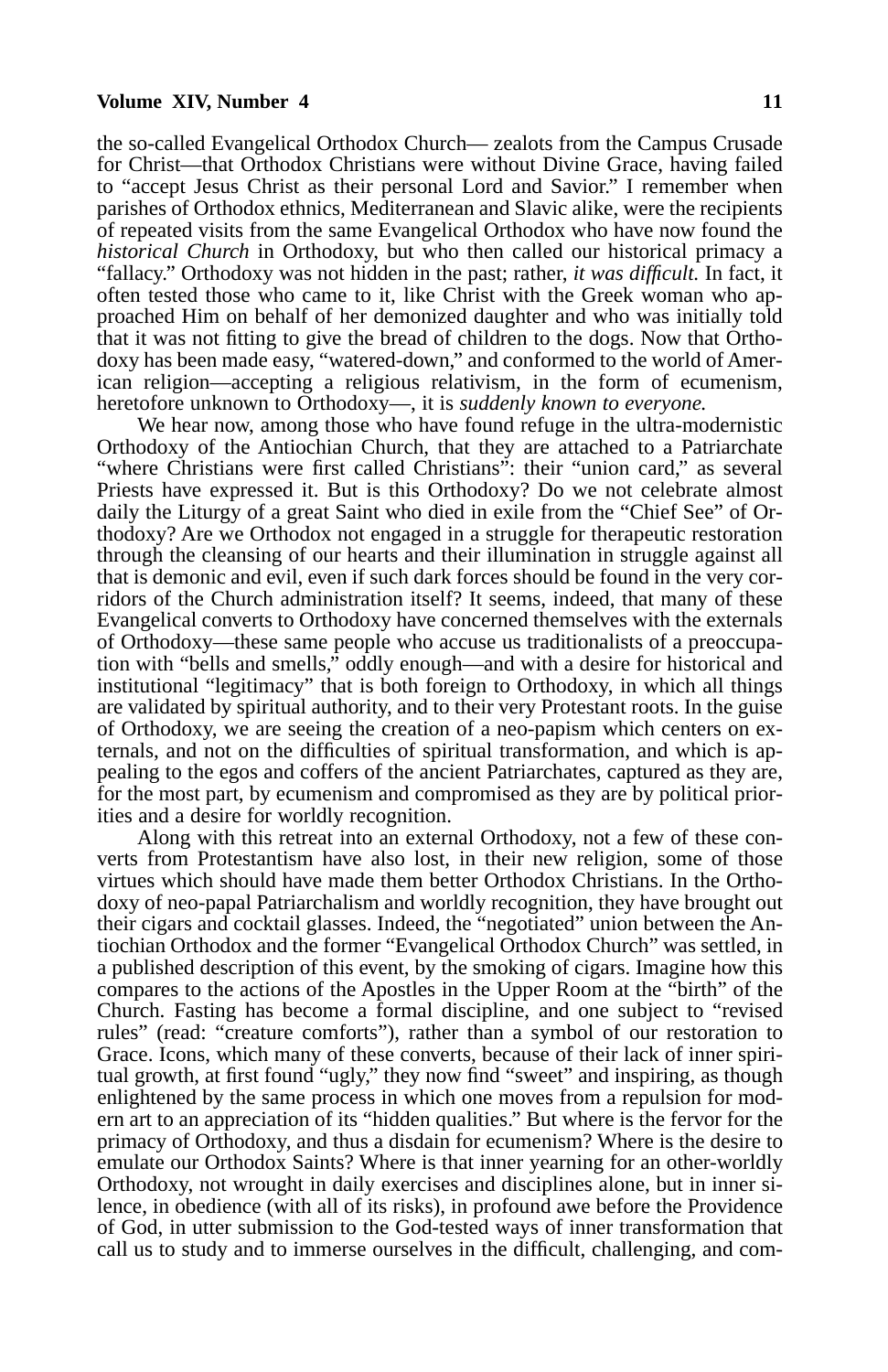the so-called Evangelical Orthodox Church— zealots from the Campus Crusade for Christ—that Orthodox Christians were without Divine Grace, having failed to "accept Jesus Christ as their personal Lord and Savior." I remember when parishes of Orthodox ethnics, Mediterranean and Slavic alike, were the recipients of repeated visits from the same Evangelical Orthodox who have now found the *historical Church* in Orthodoxy, but who then called our historical primacy a "fallacy." Orthodoxy was not hidden in the past; rather, *it was difficult.* In fact, it often tested those who came to it, like Christ with the Greek woman who approached Him on behalf of her demonized daughter and who was initially told that it was not fitting to give the bread of children to the dogs. Now that Orthodoxy has been made easy, "watered-down," and conformed to the world of American religion—accepting a religious relativism, in the form of ecumenism, heretofore unknown to Orthodoxy—, it is *suddenly known to everyone.*

We hear now, among those who have found refuge in the ultra-modernistic Orthodoxy of the Antiochian Church, that they are attached to a Patriarchate "where Christians were first called Christians": their "union card," as several Priests have expressed it. But is this Orthodoxy? Do we not celebrate almost daily the Liturgy of a great Saint who died in exile from the "Chief See" of Orthodoxy? Are we Orthodox not engaged in a struggle for therapeutic restoration through the cleansing of our hearts and their illumination in struggle against all that is demonic and evil, even if such dark forces should be found in the very corridors of the Church administration itself? It seems, indeed, that many of these Evangelical converts to Orthodoxy have concerned themselves with the externals of Orthodoxy—these same people who accuse us traditionalists of a preoccupation with "bells and smells," oddly enough—and with a desire for historical and institutional "legitimacy" that is both foreign to Orthodoxy, in which all things are validated by spiritual authority, and to their very Protestant roots. In the guise of Orthodoxy, we are seeing the creation of a neo-papism which centers on externals, and not on the difficulties of spiritual transformation, and which is appealing to the egos and coffers of the ancient Patriarchates, captured as they are, for the most part, by ecumenism and compromised as they are by political priorities and a desire for worldly recognition.

Along with this retreat into an external Orthodoxy, not a few of these converts from Protestantism have also lost, in their new religion, some of those virtues which should have made them better Orthodox Christians. In the Orthodoxy of neo-papal Patriarchalism and worldly recognition, they have brought out their cigars and cocktail glasses. Indeed, the "negotiated" union between the Antiochian Orthodox and the former "Evangelical Orthodox Church" was settled, in a published description of this event, by the smoking of cigars. Imagine how this compares to the actions of the Apostles in the Upper Room at the "birth" of the Church. Fasting has become a formal discipline, and one subject to "revised rules" (read: "creature comforts"), rather than a symbol of our restoration to Grace. Icons, which many of these converts, because of their lack of inner spiritual growth, at first found "ugly," they now find "sweet" and inspiring, as though enlightened by the same process in which one moves from a repulsion for modern art to an appreciation of its "hidden qualities." But where is the fervor for the primacy of Orthodoxy, and thus a disdain for ecumenism? Where is the desire to emulate our Orthodox Saints? Where is that inner yearning for an other-worldly Orthodoxy, not wrought in daily exercises and disciplines alone, but in inner silence, in obedience (with all of its risks), in profound awe before the Providence of God, in utter submission to the God-tested ways of inner transformation that call us to study and to immerse ourselves in the difficult, challenging, and com-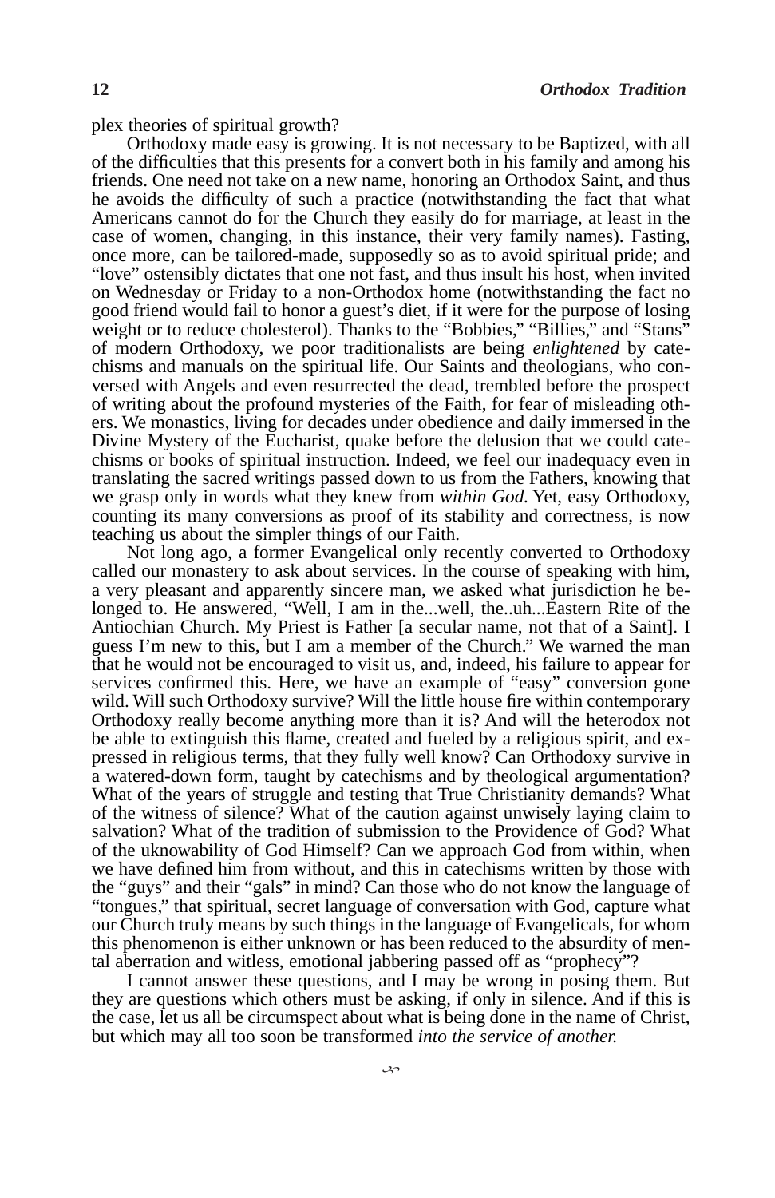plex theories of spiritual growth?

Orthodoxy made easy is growing. It is not necessary to be Baptized, with all of the difficulties that this presents for a convert both in his family and among his friends. One need not take on a new name, honoring an Orthodox Saint, and thus he avoids the difficulty of such a practice (notwithstanding the fact that what Americans cannot do for the Church they easily do for marriage, at least in the case of women, changing, in this instance, their very family names). Fasting, once more, can be tailored-made, supposedly so as to avoid spiritual pride; and "love" ostensibly dictates that one not fast, and thus insult his host, when invited on Wednesday or Friday to a non-Orthodox home (notwithstanding the fact no good friend would fail to honor a guest's diet, if it were for the purpose of losing weight or to reduce cholesterol). Thanks to the "Bobbies," "Billies," and "Stans" of modern Orthodoxy, we poor traditionalists are being *enlightened* by catechisms and manuals on the spiritual life. Our Saints and theologians, who conversed with Angels and even resurrected the dead, trembled before the prospect of writing about the profound mysteries of the Faith, for fear of misleading others. We monastics, living for decades under obedience and daily immersed in the Divine Mystery of the Eucharist, quake before the delusion that we could catechisms or books of spiritual instruction. Indeed, we feel our inadequacy even in translating the sacred writings passed down to us from the Fathers, knowing that we grasp only in words what they knew from *within God.* Yet, easy Orthodoxy, counting its many conversions as proof of its stability and correctness, is now teaching us about the simpler things of our Faith.

Not long ago, a former Evangelical only recently converted to Orthodoxy called our monastery to ask about services. In the course of speaking with him, a very pleasant and apparently sincere man, we asked what jurisdiction he belonged to. He answered, "Well, I am in the...well, the..uh...Eastern Rite of the Antiochian Church. My Priest is Father [a secular name, not that of a Saint]. I guess I'm new to this, but I am a member of the Church." We warned the man that he would not be encouraged to visit us, and, indeed, his failure to appear for services confirmed this. Here, we have an example of "easy" conversion gone wild. Will such Orthodoxy survive? Will the little house fire within contemporary Orthodoxy really become anything more than it is? And will the heterodox not be able to extinguish this flame, created and fueled by a religious spirit, and expressed in religious terms, that they fully well know? Can Orthodoxy survive in a watered-down form, taught by catechisms and by theological argumentation? What of the years of struggle and testing that True Christianity demands? What of the witness of silence? What of the caution against unwisely laying claim to salvation? What of the tradition of submission to the Providence of God? What of the uknowability of God Himself? Can we approach God from within, when we have defined him from without, and this in catechisms written by those with the "guys" and their "gals" in mind? Can those who do not know the language of "tongues," that spiritual, secret language of conversation with God, capture what our Church truly means by such things in the language of Evangelicals, for whom this phenomenon is either unknown or has been reduced to the absurdity of mental aberration and witless, emotional jabbering passed off as "prophecy"?

I cannot answer these questions, and I may be wrong in posing them. But they are questions which others must be asking, if only in silence. And if this is the case, let us all be circumspect about what is being done in the name of Christ, but which may all too soon be transformed *into the service of another.*